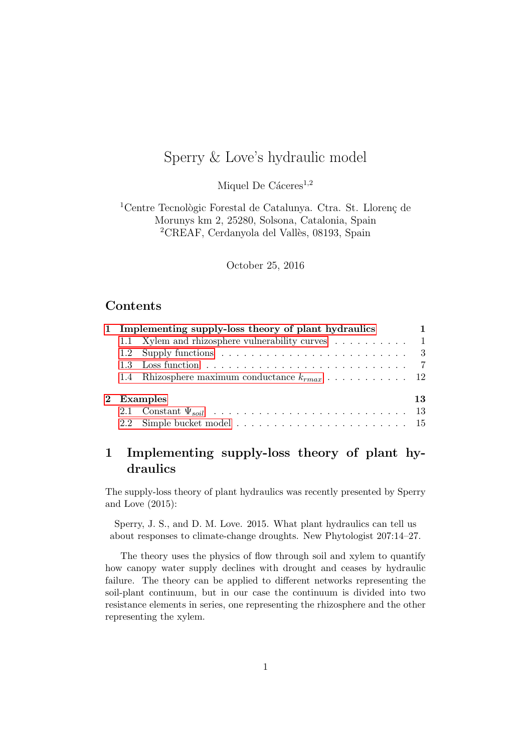# Sperry & Love's hydraulic model

Miquel De Cáceres[1,2]

[1]Centre Tecnològic Forestal de Catalunya. Ctra. St. Llorenç de Morunys km 2, 25280, Solsona, Catalonia, Spain
[2]CREAF, Cerdanyola del Vallès, 08193, Spain

October 25, 2016

## Contents

- 1 Implementing supply-loss theory of plant hydraulics — 1
  - 1.1 Xylem and rhizosphere vulnerability curves — 1
  - 1.2 Supply functions — 3
  - 1.3 Loss function — 7
  - 1.4 Rhizosphere maximum conductance $k_{rmax}$ — 12
- 2 Examples — 13
  - 2.1 Constant $\Psi_{soil}$ — 13
  - 2.2 Simple bucket model — 15

## 1 Implementing supply-loss theory of plant hydraulics

The supply-loss theory of plant hydraulics was recently presented by Sperry and Love (2015):

> Sperry, J. S., and D. M. Love. 2015. What plant hydraulics can tell us about responses to climate-change droughts. New Phytologist 207:14–27.

The theory uses the physics of flow through soil and xylem to quantify how canopy water supply declines with drought and ceases by hydraulic failure. The theory can be applied to different networks representing the soil-plant continuum, but in our case the continuum is divided into two resistance elements in series, one representing the rhizosphere and the other representing the xylem.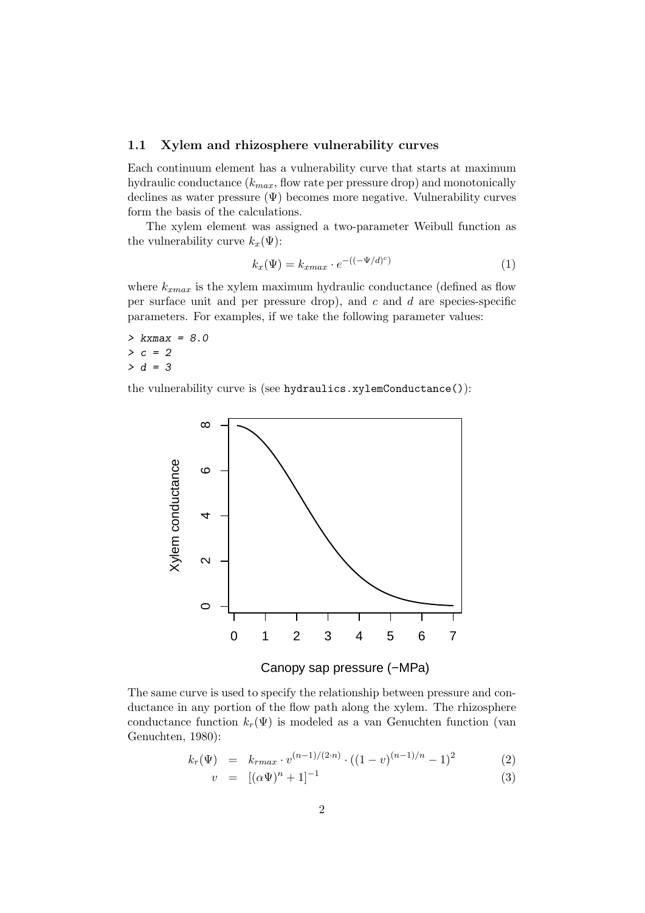### 1.1 Xylem and rhizosphere vulnerability curves

Each continuum element has a vulnerability curve that starts at maximum hydraulic conductance ($k_{max}$, flow rate per pressure drop) and monotonically declines as water pressure ($\Psi$) becomes more negative. Vulnerability curves form the basis of the calculations.

The xylem element was assigned a two-parameter Weibull function as the vulnerability curve $k_x(\Psi)$:

$$k_x(\Psi) = k_{xmax} \cdot e^{-((-\Psi/d)^c)} \tag{1}$$

where $k_{xmax}$ is the xylem maximum hydraulic conductance (defined as flow per surface unit and per pressure drop), and $c$ and $d$ are species-specific parameters. For examples, if we take the following parameter values:

```
> kxmax = 8.0
> c = 2
> d = 3
```

the vulnerability curve is (see `hydraulics.xylemConductance()`):

The same curve is used to specify the relationship between pressure and conductance in any portion of the flow path along the xylem. The rhizosphere conductance function $k_r(\Psi)$ is modeled as a van Genuchten function (van Genuchten, 1980):

$$k_r(\Psi) = k_{rmax} \cdot v^{(n-1)/(2 \cdot n)} \cdot ((1-v)^{(n-1)/n} - 1)^2 \tag{2}$$

$$v = [(\alpha\Psi)^n + 1]^{-1} \tag{3}$$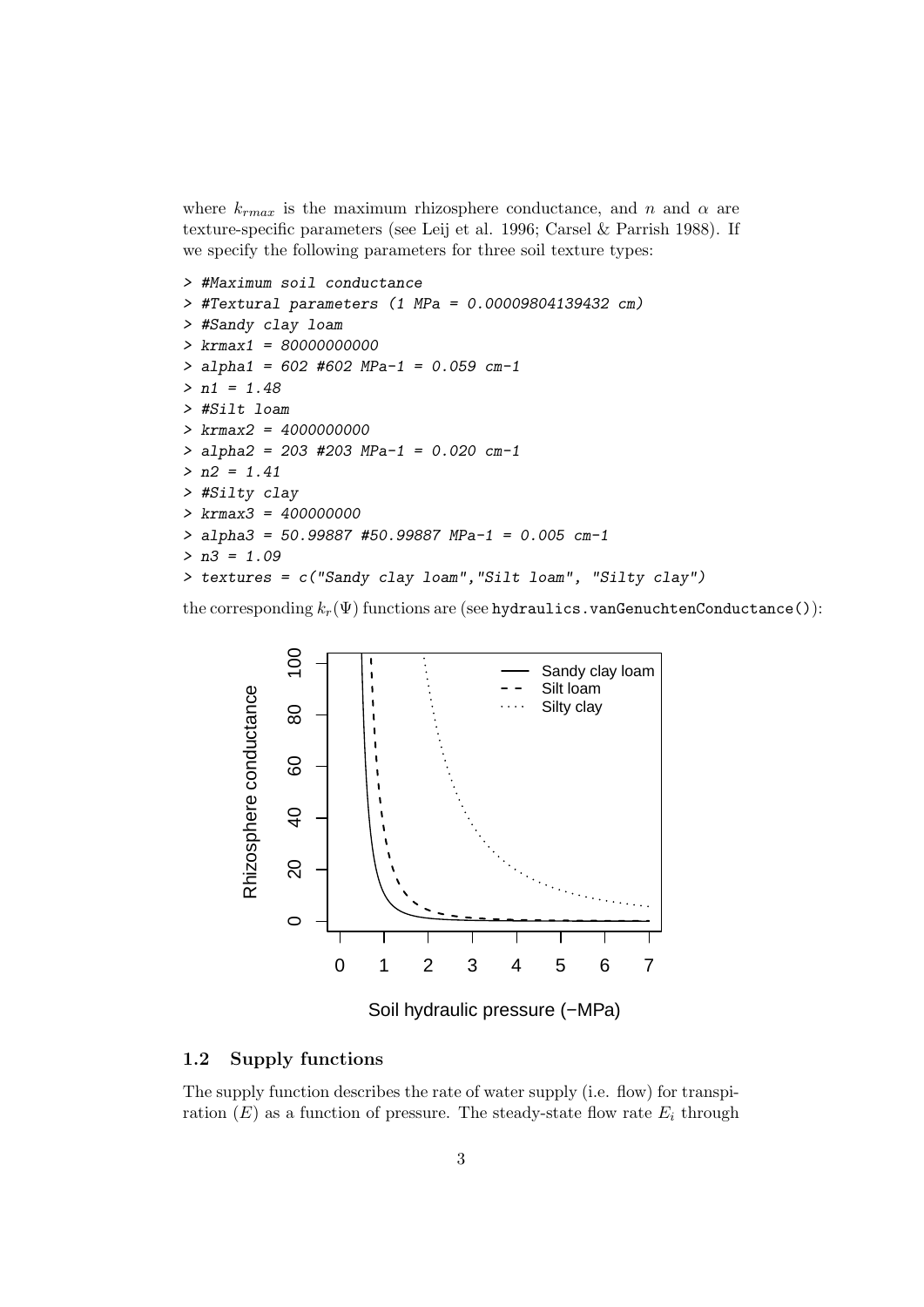where $k_{rmax}$ is the maximum rhizosphere conductance, and $n$ and $\alpha$ are texture-specific parameters (see Leij et al. 1996; Carsel & Parrish 1988). If we specify the following parameters for three soil texture types:

```
> #Maximum soil conductance
> #Textural parameters (1 MPa = 0.00009804139432 cm)
> #Sandy clay loam
> krmax1 = 80000000000
> alpha1 = 602 #602 MPa-1 = 0.059 cm-1
> n1 = 1.48
> #Silt loam
> krmax2 = 4000000000
> alpha2 = 203 #203 MPa-1 = 0.020 cm-1
> n2 = 1.41
> #Silty clay
> krmax3 = 400000000
> alpha3 = 50.99887 #50.99887 MPa-1 = 0.005 cm-1
> n3 = 1.09
> textures = c("Sandy clay loam","Silt loam", "Silty clay")
```

the corresponding $k_r(\Psi)$ functions are (see `hydraulics.vanGenuchtenConductance()`):

## 1.2 Supply functions

The supply function describes the rate of water supply (i.e. flow) for transpiration ($E$) as a function of pressure. The steady-state flow rate $E_i$ through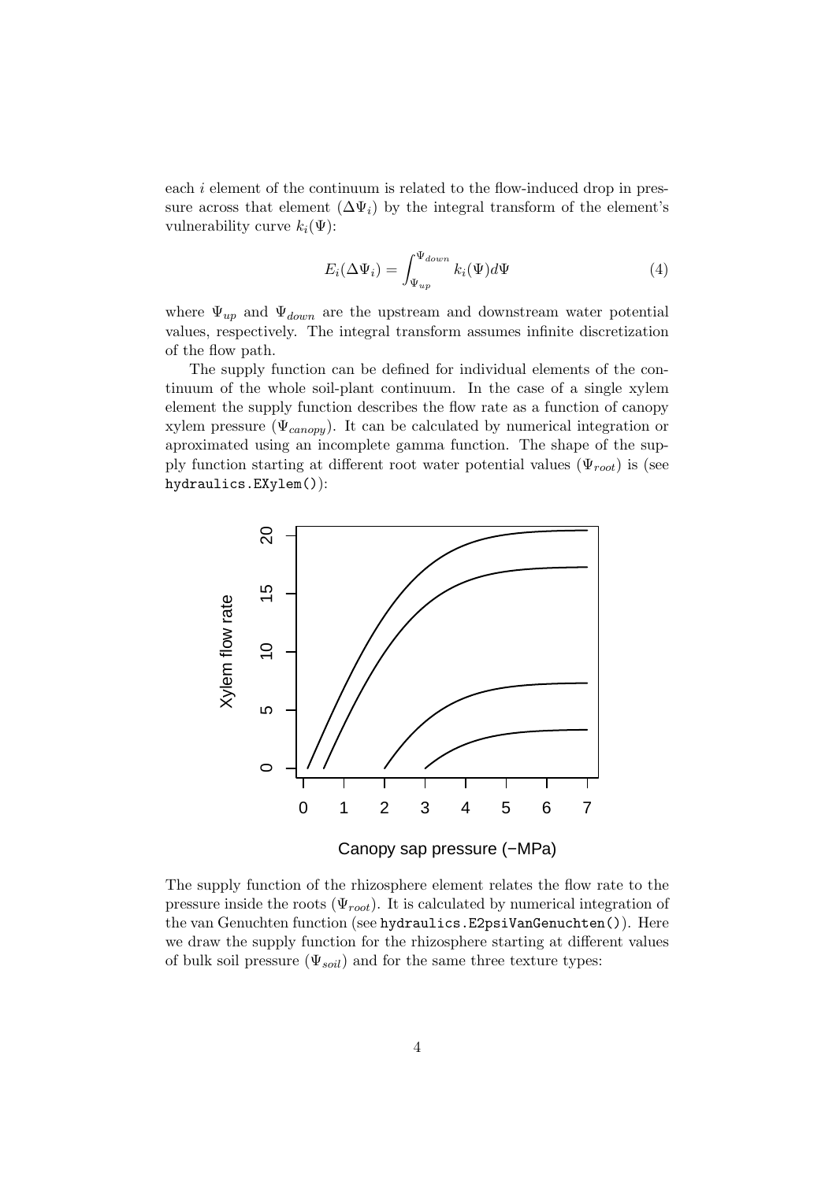each $i$ element of the continuum is related to the flow-induced drop in pressure across that element ($\Delta\Psi_i$) by the integral transform of the element's vulnerability curve $k_i(\Psi)$:

$$E_i(\Delta\Psi_i) = \int_{\Psi_{up}}^{\Psi_{down}} k_i(\Psi) d\Psi \quad (4)$$

where $\Psi_{up}$ and $\Psi_{down}$ are the upstream and downstream water potential values, respectively. The integral transform assumes infinite discretization of the flow path.

The supply function can be defined for individual elements of the continuum of the whole soil-plant continuum. In the case of a single xylem element the supply function describes the flow rate as a function of canopy xylem pressure ($\Psi_{canopy}$). It can be calculated by numerical integration or aproximated using an incomplete gamma function. The shape of the supply function starting at different root water potential values ($\Psi_{root}$) is (see `hydraulics.EXylem()`):

The supply function of the rhizosphere element relates the flow rate to the pressure inside the roots ($\Psi_{root}$). It is calculated by numerical integration of the van Genuchten function (see `hydraulics.E2psiVanGenuchten()`). Here we draw the supply function for the rhizosphere starting at different values of bulk soil pressure ($\Psi_{soil}$) and for the same three texture types: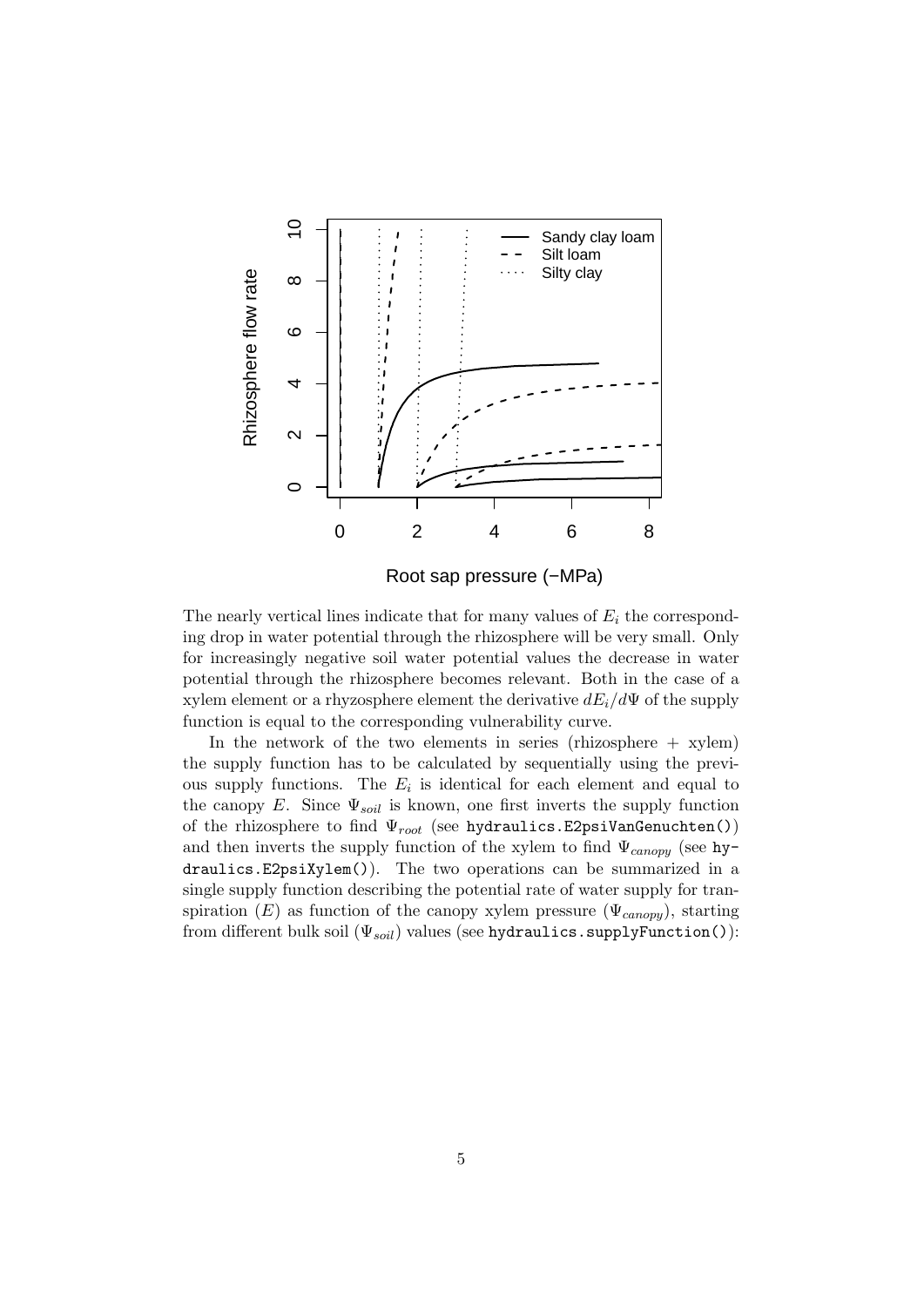The nearly vertical lines indicate that for many values of $E_i$ the corresponding drop in water potential through the rhizosphere will be very small. Only for increasingly negative soil water potential values the decrease in water potential through the rhizosphere becomes relevant. Both in the case of a xylem element or a rhyzosphere element the derivative $dE_i/d\Psi$ of the supply function is equal to the corresponding vulnerability curve.

In the network of the two elements in series (rhizosphere + xylem) the supply function has to be calculated by sequentially using the previous supply functions. The $E_i$ is identical for each element and equal to the canopy $E$. Since $\Psi_{soil}$ is known, one first inverts the supply function of the rhizosphere to find $\Psi_{root}$ (see `hydraulics.E2psiVanGenuchten()`) and then inverts the supply function of the xylem to find $\Psi_{canopy}$ (see `hydraulics.E2psiXylem()`). The two operations can be summarized in a single supply function describing the potential rate of water supply for transpiration ($E$) as function of the canopy xylem pressure ($\Psi_{canopy}$), starting from different bulk soil ($\Psi_{soil}$) values (see `hydraulics.supplyFunction()`):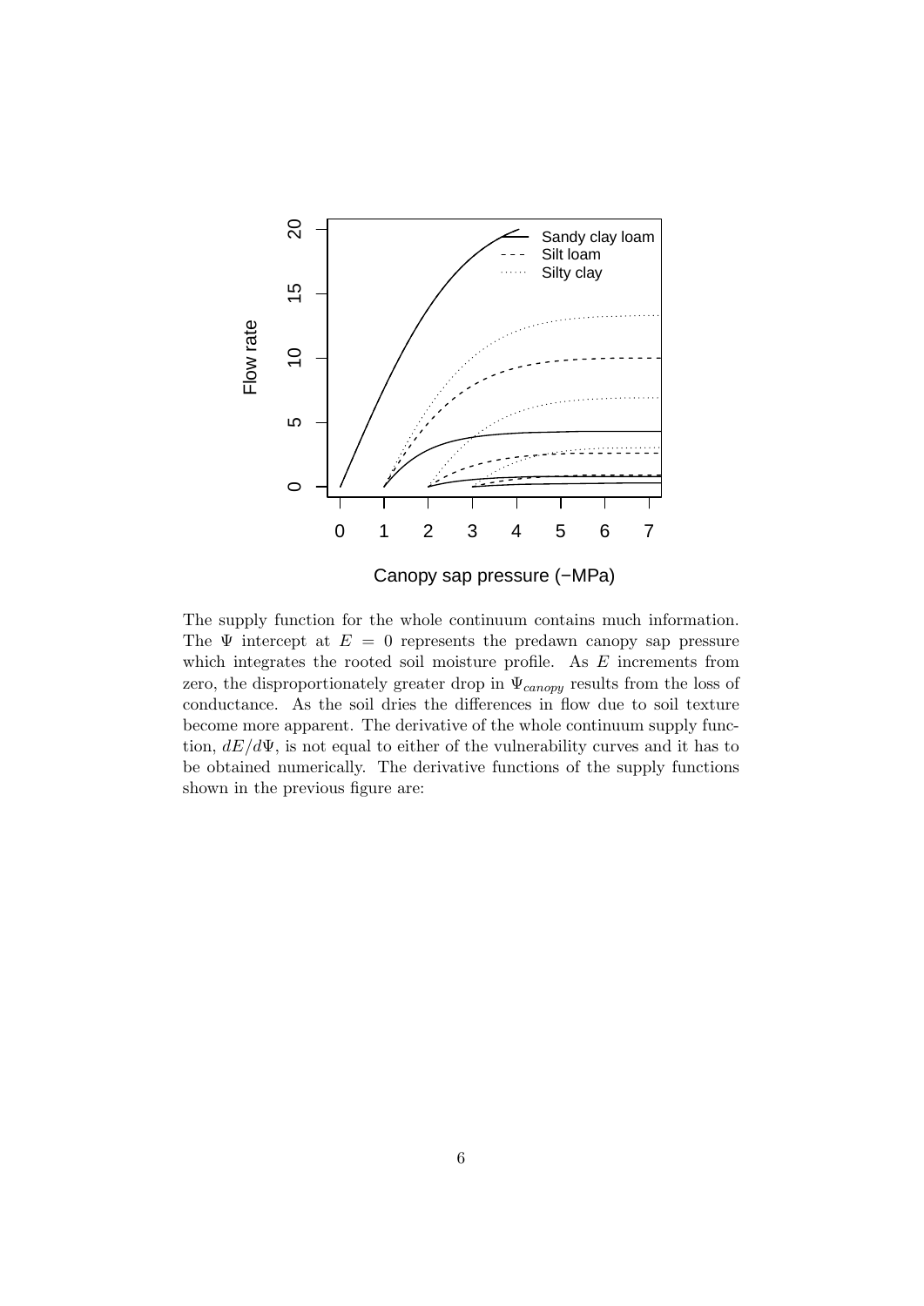The supply function for the whole continuum contains much information. The $\Psi$ intercept at $E = 0$ represents the predawn canopy sap pressure which integrates the rooted soil moisture profile. As $E$ increments from zero, the disproportionately greater drop in $\Psi_{canopy}$ results from the loss of conductance. As the soil dries the differences in flow due to soil texture become more apparent. The derivative of the whole continuum supply function, $dE/d\Psi$, is not equal to either of the vulnerability curves and it has to be obtained numerically. The derivative functions of the supply functions shown in the previous figure are: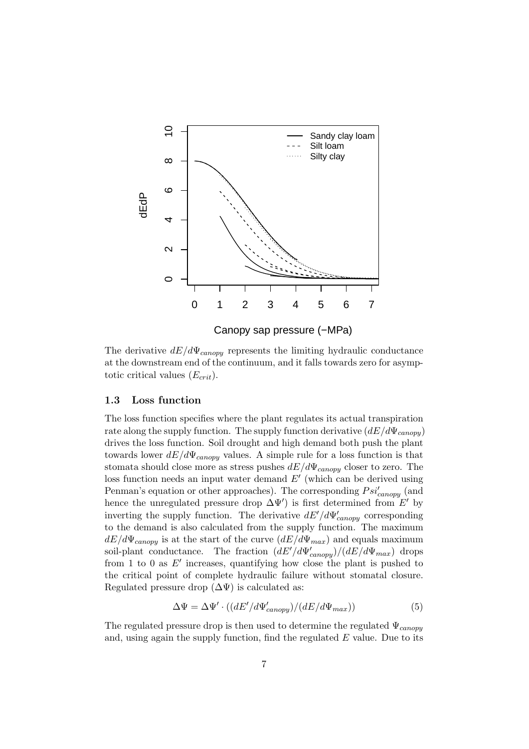The derivative $dE/d\Psi_{canopy}$ represents the limiting hydraulic conductance at the downstream end of the continuum, and it falls towards zero for asymptotic critical values ($E_{crit}$).

### 1.3 Loss function

The loss function specifies where the plant regulates its actual transpiration rate along the supply function. The supply function derivative ($dE/d\Psi_{canopy}$) drives the loss function. Soil drought and high demand both push the plant towards lower $dE/d\Psi_{canopy}$ values. A simple rule for a loss function is that stomata should close more as stress pushes $dE/d\Psi_{canopy}$ closer to zero. The loss function needs an input water demand $E'$ (which can be derived using Penman's equation or other approaches). The corresponding $Psi'_{canopy}$ (and hence the unregulated pressure drop $\Delta\Psi'$) is first determined from $E'$ by inverting the supply function. The derivative $dE'/d\Psi'_{canopy}$ corresponding to the demand is also calculated from the supply function. The maximum $dE/d\Psi_{canopy}$ is at the start of the curve ($dE/d\Psi_{max}$) and equals maximum soil-plant conductance. The fraction $(dE'/d\Psi'_{canopy})/(dE/d\Psi_{max})$ drops from 1 to 0 as $E'$ increases, quantifying how close the plant is pushed to the critical point of complete hydraulic failure without stomatal closure. Regulated pressure drop ($\Delta\Psi$) is calculated as:

$$\Delta\Psi = \Delta\Psi' \cdot ((dE'/d\Psi'_{canopy})/(dE/d\Psi_{max})) \tag{5}$$

The regulated pressure drop is then used to determine the regulated $\Psi_{canopy}$ and, using again the supply function, find the regulated $E$ value. Due to its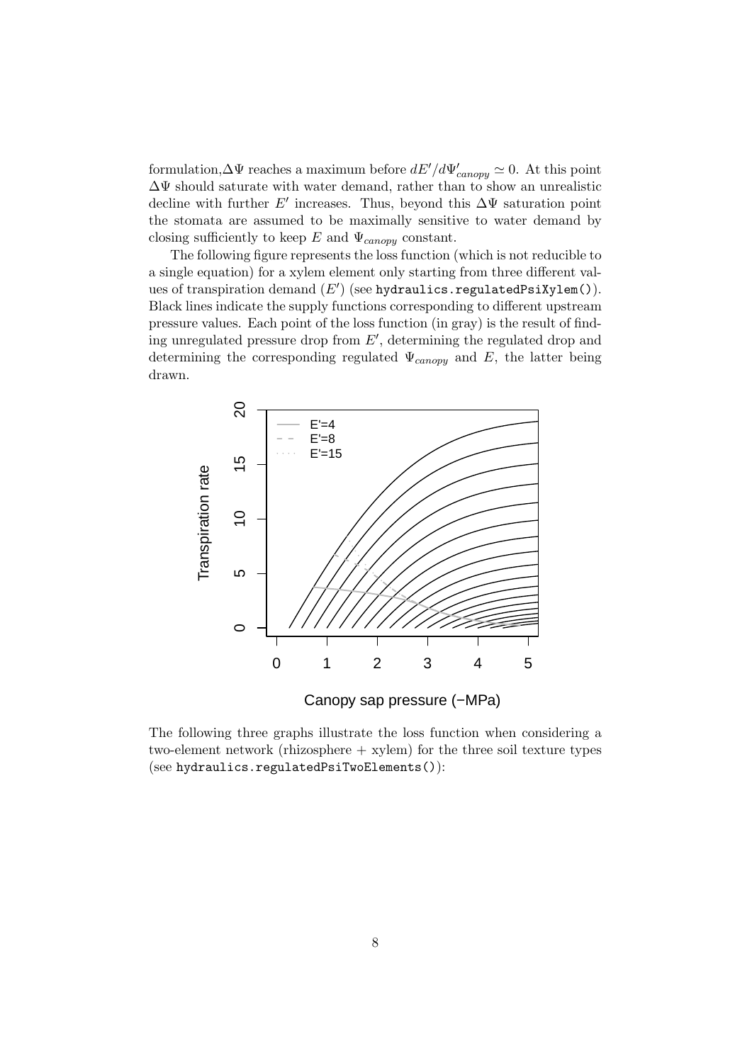formulation,$\Delta\Psi$ reaches a maximum before $dE'/d\Psi'_{canopy} \simeq 0$. At this point $\Delta\Psi$ should saturate with water demand, rather than to show an unrealistic decline with further $E'$ increases. Thus, beyond this $\Delta\Psi$ saturation point the stomata are assumed to be maximally sensitive to water demand by closing sufficiently to keep $E$ and $\Psi_{canopy}$ constant.

The following figure represents the loss function (which is not reducible to a single equation) for a xylem element only starting from three different values of transpiration demand ($E'$) (see `hydraulics.regulatedPsiXylem()`). Black lines indicate the supply functions corresponding to different upstream pressure values. Each point of the loss function (in gray) is the result of finding unregulated pressure drop from $E'$, determining the regulated drop and determining the corresponding regulated $\Psi_{canopy}$ and $E$, the latter being drawn.

The following three graphs illustrate the loss function when considering a two-element network (rhizosphere + xylem) for the three soil texture types (see `hydraulics.regulatedPsiTwoElements()`):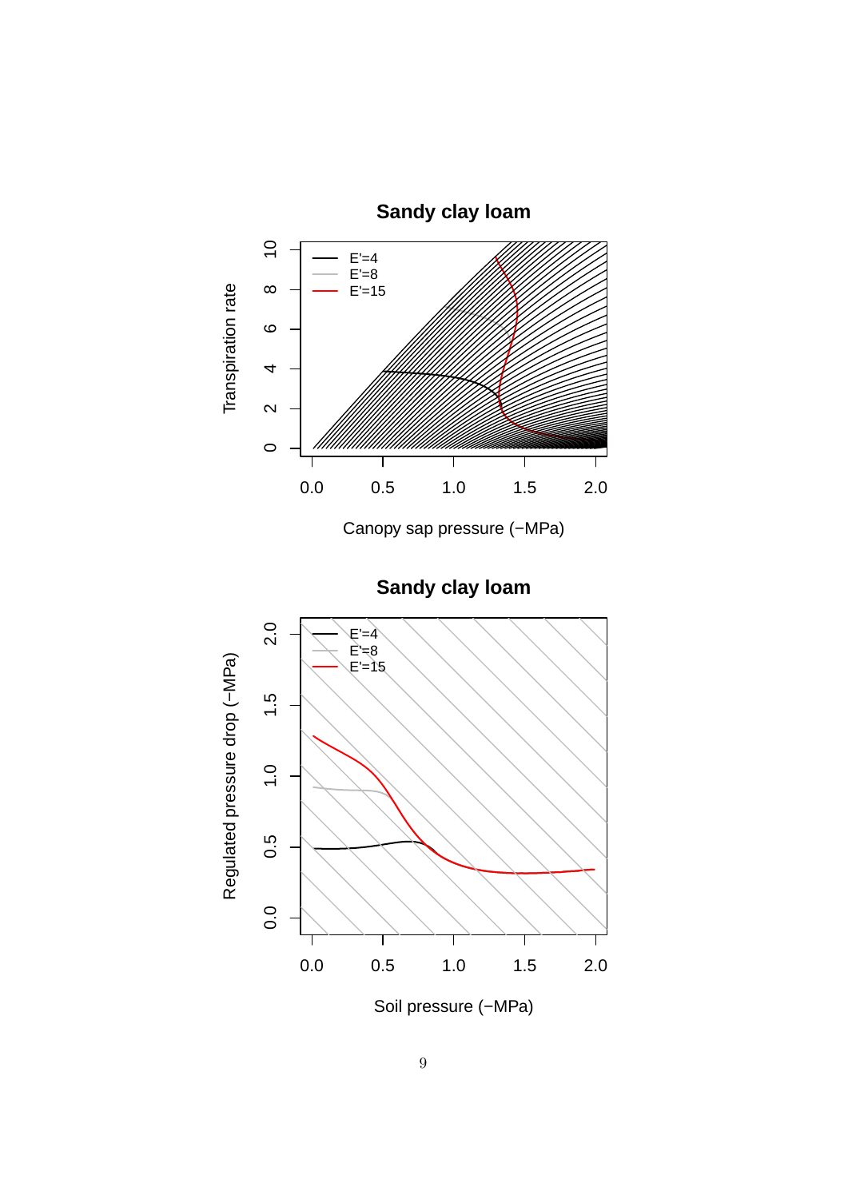## Sandy clay loam

E'=4
E'=8
E'=15

Transpiration rate

Canopy sap pressure (−MPa)

## Sandy clay loam

E'=4
E'=8
E'=15

Regulated pressure drop (−MPa)

Soil pressure (−MPa)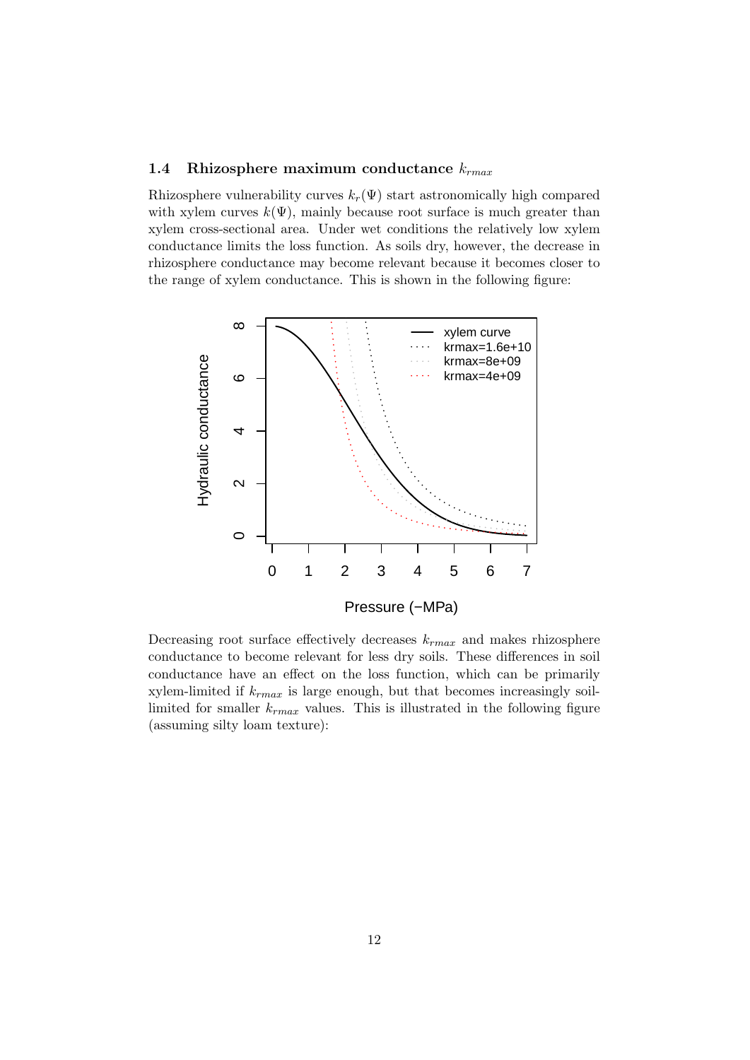## 1.4 Rhizosphere maximum conductance $k_{rmax}$

Rhizosphere vulnerability curves $k_r(\Psi)$ start astronomically high compared with xylem curves $k(\Psi)$, mainly because root surface is much greater than xylem cross-sectional area. Under wet conditions the relatively low xylem conductance limits the loss function. As soils dry, however, the decrease in rhizosphere conductance may become relevant because it becomes closer to the range of xylem conductance. This is shown in the following figure:

Decreasing root surface effectively decreases $k_{rmax}$ and makes rhizosphere conductance to become relevant for less dry soils. These differences in soil conductance have an effect on the loss function, which can be primarily xylem-limited if $k_{rmax}$ is large enough, but that becomes increasingly soil-limited for smaller $k_{rmax}$ values. This is illustrated in the following figure (assuming silty loam texture):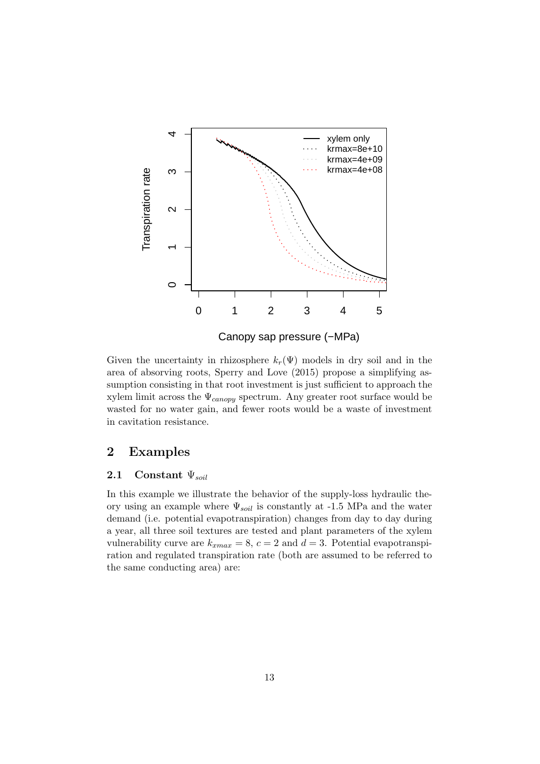Given the uncertainty in rhizosphere $k_r(\Psi)$ models in dry soil and in the area of absorbing roots, Sperry and Love (2015) propose a simplifying assumption consisting in that root investment is just sufficient to approach the xylem limit across the $\Psi_{canopy}$ spectrum. Any greater root surface would be wasted for no water gain, and fewer roots would be a waste of investment in cavitation resistance.

# 2 Examples

## 2.1 Constant $\Psi_{soil}$

In this example we illustrate the behavior of the supply-loss hydraulic theory using an example where $\Psi_{soil}$ is constantly at -1.5 MPa and the water demand (i.e. potential evapotranspiration) changes from day to day during a year, all three soil textures are tested and plant parameters of the xylem vulnerability curve are $k_{xmax} = 8$, $c = 2$ and $d = 3$. Potential evapotranspiration and regulated transpiration rate (both are assumed to be referred to the same conducting area) are: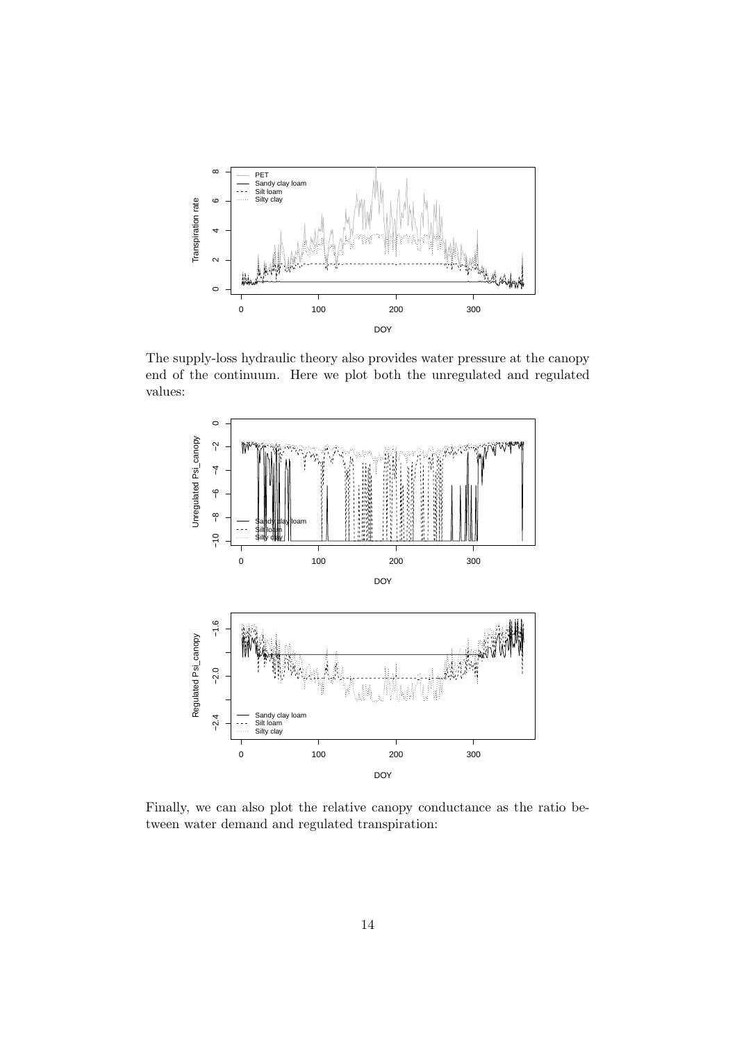The supply-loss hydraulic theory also provides water pressure at the canopy end of the continuum. Here we plot both the unregulated and regulated values:

Finally, we can also plot the relative canopy conductance as the ratio between water demand and regulated transpiration: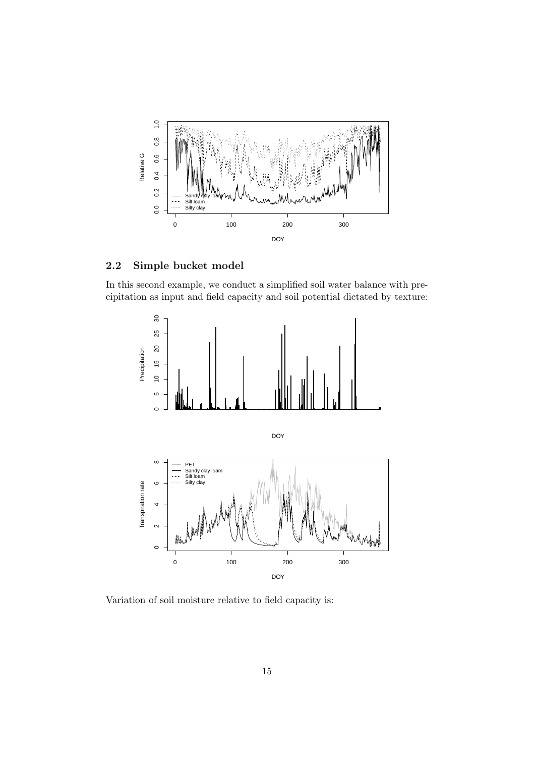## 2.2 Simple bucket model

In this second example, we conduct a simplified soil water balance with precipitation as input and field capacity and soil potential dictated by texture:

Variation of soil moisture relative to field capacity is: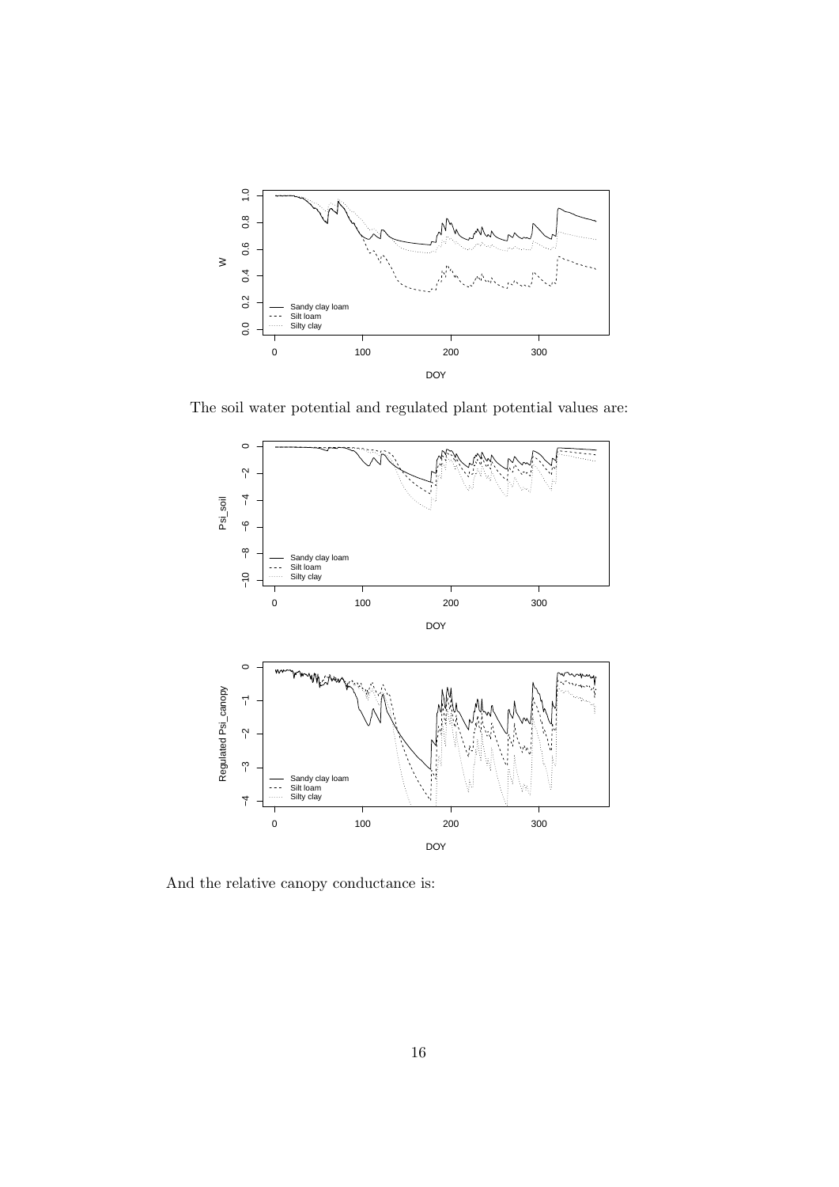The soil water potential and regulated plant potential values are:

And the relative canopy conductance is: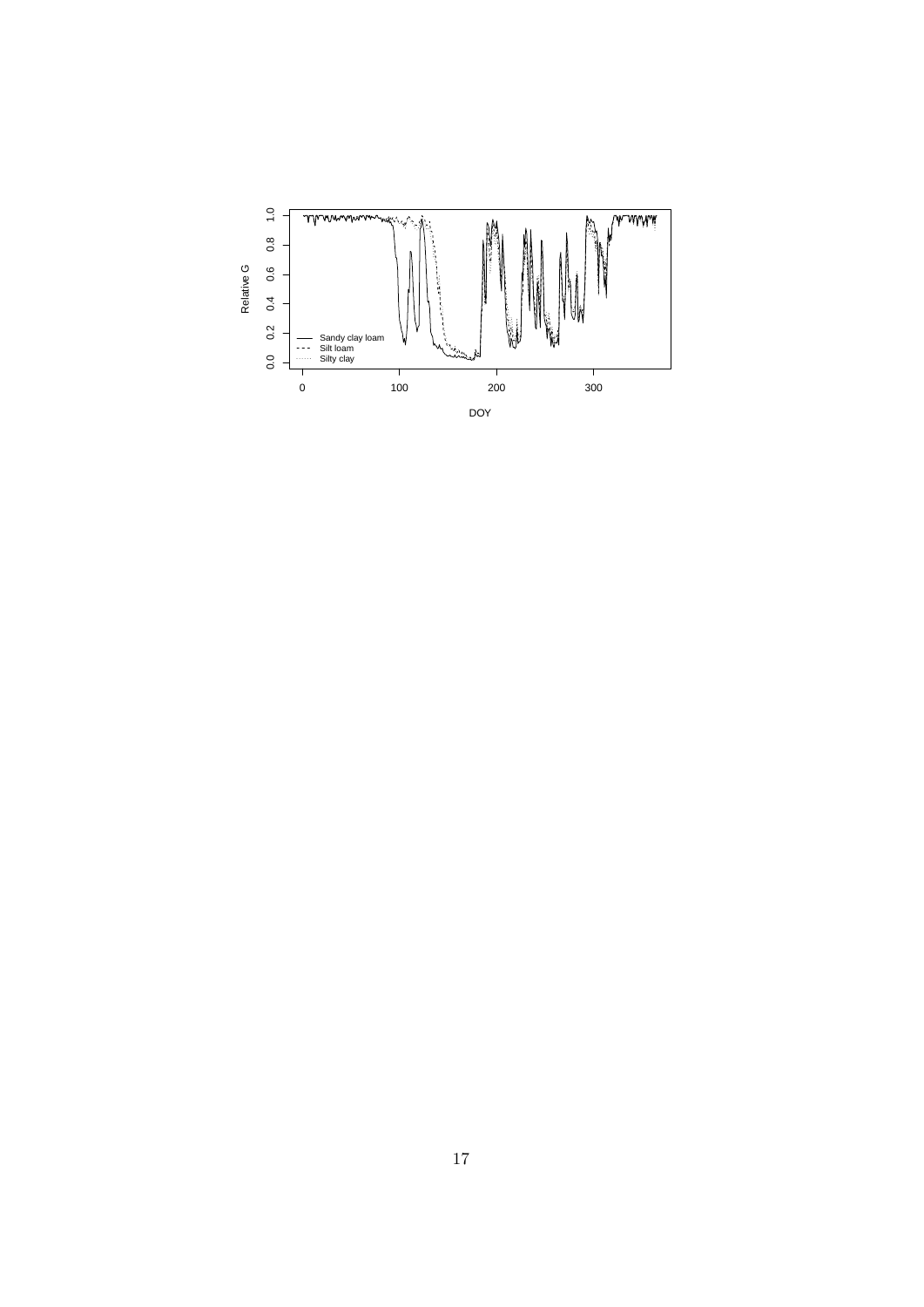Relative G

1.0
0.8
0.6
0.4
0.2
0.0

Sandy clay loam
Silt loam
Silty clay

0
100
200
300

DOY